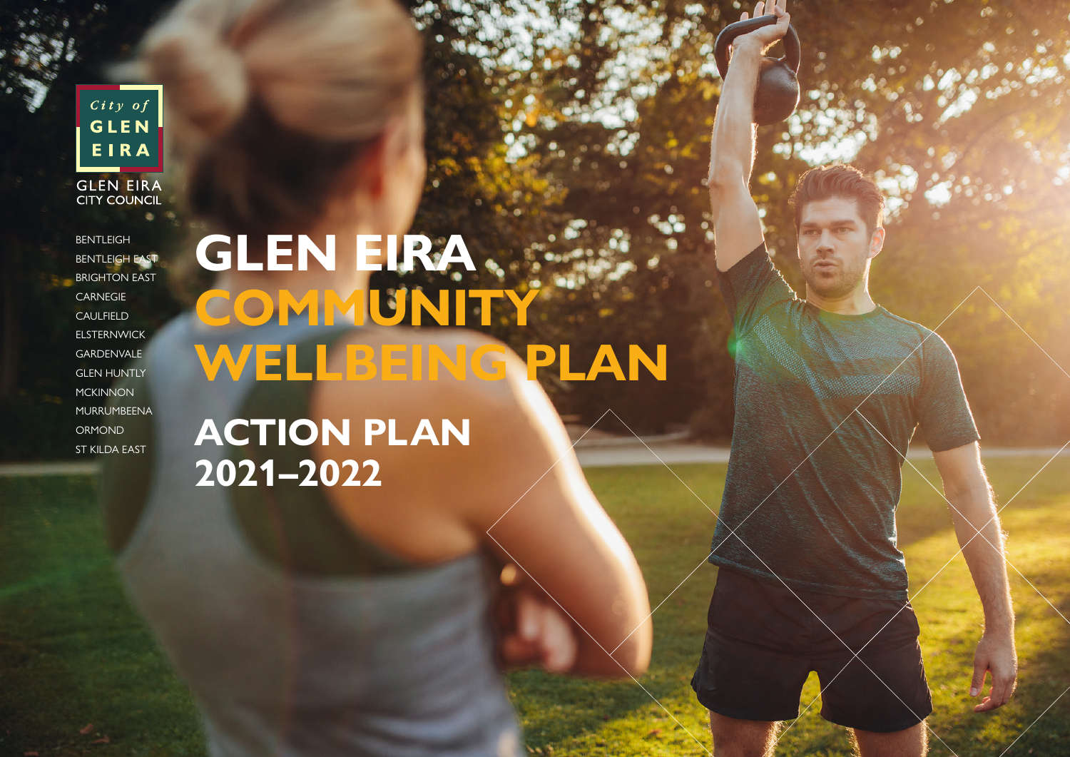City of GLEN EIRA

GLEN EIRA CITY COUNCIL

BENTLEIGH
BENTLEIGH EAST
BRIGHTON EAST
CARNEGIE
CAULFIELD
ELSTERNWICK
GARDENVALE
GLEN HUNTLY
MCKINNON
MURRUMBEENA
ORMOND
ST KILDA EAST

# GLEN EIRA COMMUNITY WELLBEING PLAN

## ACTION PLAN 2021–2022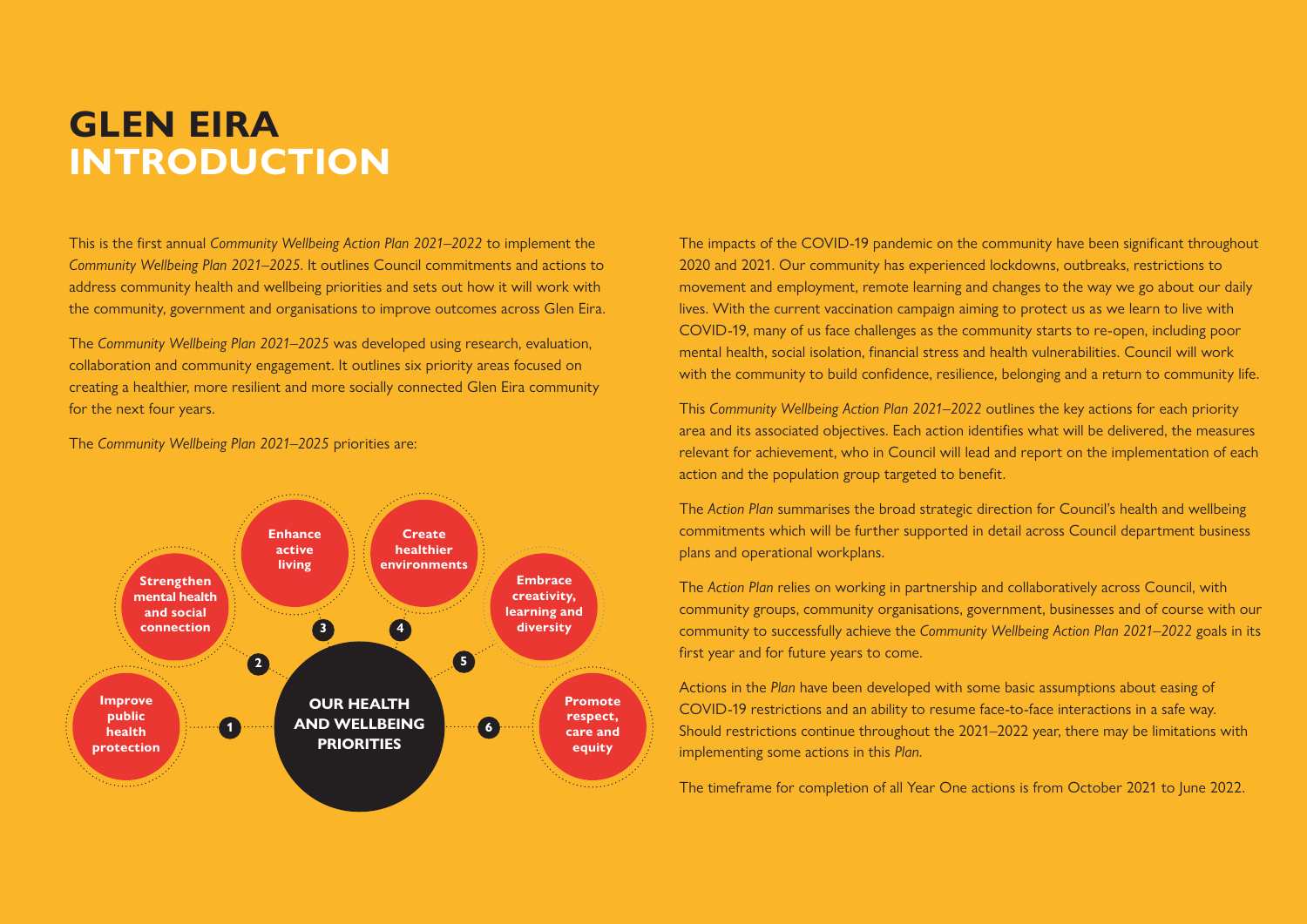# GLEN EIRA INTRODUCTION

This is the first annual *Community Wellbeing Action Plan 2021–2022* to implement the *Community Wellbeing Plan 2021–2025*. It outlines Council commitments and actions to address community health and wellbeing priorities and sets out how it will work with the community, government and organisations to improve outcomes across Glen Eira.

The *Community Wellbeing Plan 2021–2025* was developed using research, evaluation, collaboration and community engagement. It outlines six priority areas focused on creating a healthier, more resilient and more socially connected Glen Eira community for the next four years.

The *Community Wellbeing Plan 2021–2025* priorities are:

**OUR HEALTH AND WELLBEING PRIORITIES**

1. Improve public health protection
2. Strengthen mental health and social connection
3. Enhance active living
4. Create healthier environments
5. Embrace creativity, learning and diversity
6. Promote respect, care and equity

The impacts of the COVID-19 pandemic on the community have been significant throughout 2020 and 2021. Our community has experienced lockdowns, outbreaks, restrictions to movement and employment, remote learning and changes to the way we go about our daily lives. With the current vaccination campaign aiming to protect us as we learn to live with COVID-19, many of us face challenges as the community starts to re-open, including poor mental health, social isolation, financial stress and health vulnerabilities. Council will work with the community to build confidence, resilience, belonging and a return to community life.

This *Community Wellbeing Action Plan 2021–2022* outlines the key actions for each priority area and its associated objectives. Each action identifies what will be delivered, the measures relevant for achievement, who in Council will lead and report on the implementation of each action and the population group targeted to benefit.

The *Action Plan* summarises the broad strategic direction for Council's health and wellbeing commitments which will be further supported in detail across Council department business plans and operational workplans.

The *Action Plan* relies on working in partnership and collaboratively across Council, with community groups, community organisations, government, businesses and of course with our community to successfully achieve the *Community Wellbeing Action Plan 2021–2022* goals in its first year and for future years to come.

Actions in the *Plan* have been developed with some basic assumptions about easing of COVID-19 restrictions and an ability to resume face-to-face interactions in a safe way. Should restrictions continue throughout the 2021–2022 year, there may be limitations with implementing some actions in this *Plan*.

The timeframe for completion of all Year One actions is from October 2021 to June 2022.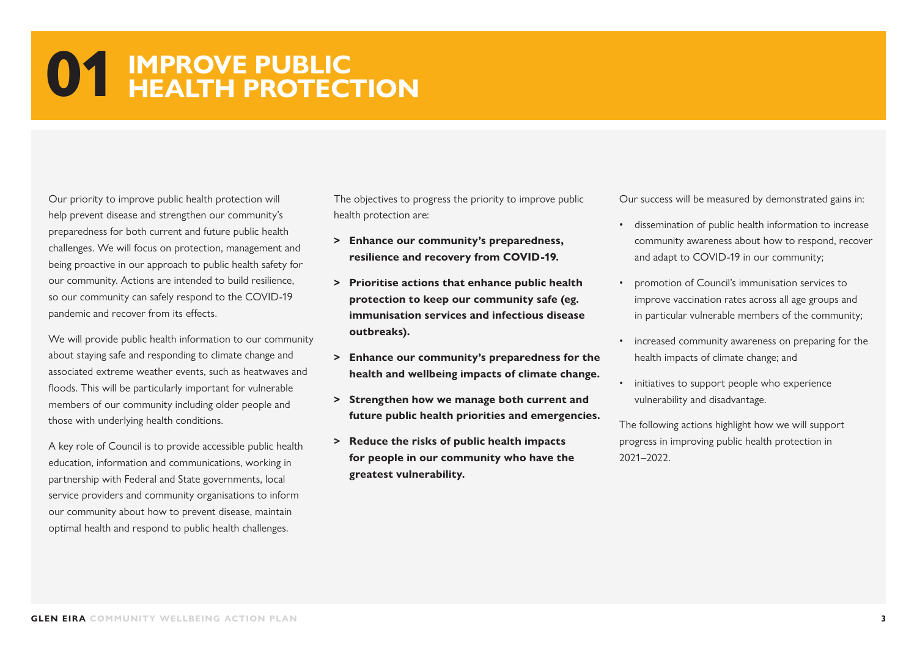# 01 IMPROVE PUBLIC HEALTH PROTECTION

Our priority to improve public health protection will help prevent disease and strengthen our community's preparedness for both current and future public health challenges. We will focus on protection, management and being proactive in our approach to public health safety for our community. Actions are intended to build resilience, so our community can safely respond to the COVID-19 pandemic and recover from its effects.

We will provide public health information to our community about staying safe and responding to climate change and associated extreme weather events, such as heatwaves and floods. This will be particularly important for vulnerable members of our community including older people and those with underlying health conditions.

A key role of Council is to provide accessible public health education, information and communications, working in partnership with Federal and State governments, local service providers and community organisations to inform our community about how to prevent disease, maintain optimal health and respond to public health challenges.

The objectives to progress the priority to improve public health protection are:

> **Enhance our community's preparedness, resilience and recovery from COVID-19.**

> **Prioritise actions that enhance public health protection to keep our community safe (eg. immunisation services and infectious disease outbreaks).**

> **Enhance our community's preparedness for the health and wellbeing impacts of climate change.**

> **Strengthen how we manage both current and future public health priorities and emergencies.**

> **Reduce the risks of public health impacts for people in our community who have the greatest vulnerability.**

Our success will be measured by demonstrated gains in:

- dissemination of public health information to increase community awareness about how to respond, recover and adapt to COVID-19 in our community;
- promotion of Council's immunisation services to improve vaccination rates across all age groups and in particular vulnerable members of the community;
- increased community awareness on preparing for the health impacts of climate change; and
- initiatives to support people who experience vulnerability and disadvantage.

The following actions highlight how we will support progress in improving public health protection in 2021–2022.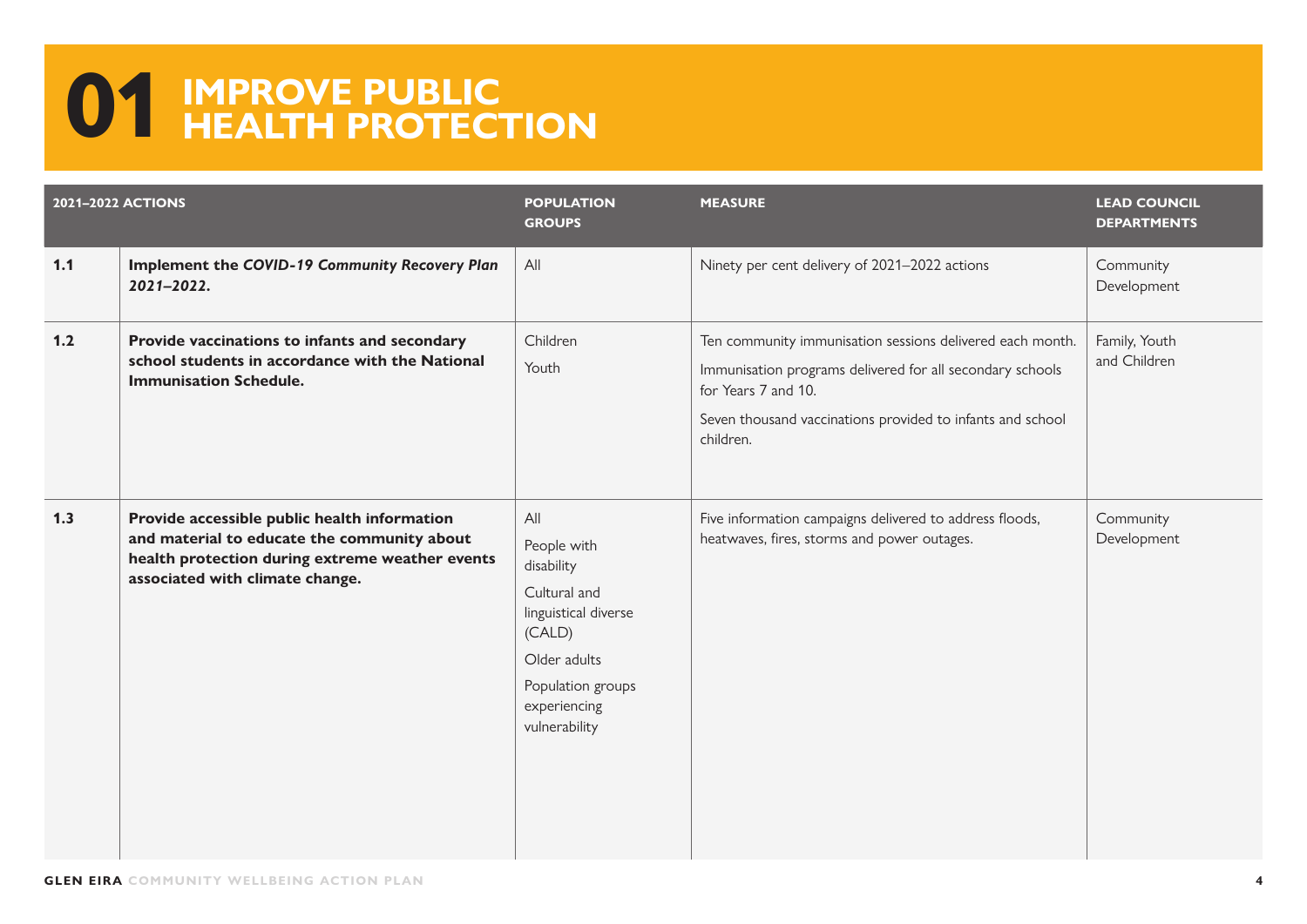# 01 IMPROVE PUBLIC HEALTH PROTECTION

| | 2021–2022 ACTIONS | POPULATION GROUPS | MEASURE | LEAD COUNCIL DEPARTMENTS |
|---|---|---|---|---|
| **1.1** | **Implement the *COVID-19 Community Recovery Plan 2021–2022*.** | All | Ninety per cent delivery of 2021–2022 actions | Community Development |
| **1.2** | **Provide vaccinations to infants and secondary school students in accordance with the National Immunisation Schedule.** | Children<br>Youth | Ten community immunisation sessions delivered each month.<br>Immunisation programs delivered for all secondary schools for Years 7 and 10.<br>Seven thousand vaccinations provided to infants and school children. | Family, Youth and Children |
| **1.3** | **Provide accessible public health information and material to educate the community about health protection during extreme weather events associated with climate change.** | All<br>People with disability<br>Cultural and linguistical diverse (CALD)<br>Older adults<br>Population groups experiencing vulnerability | Five information campaigns delivered to address floods, heatwaves, fires, storms and power outages. | Community Development |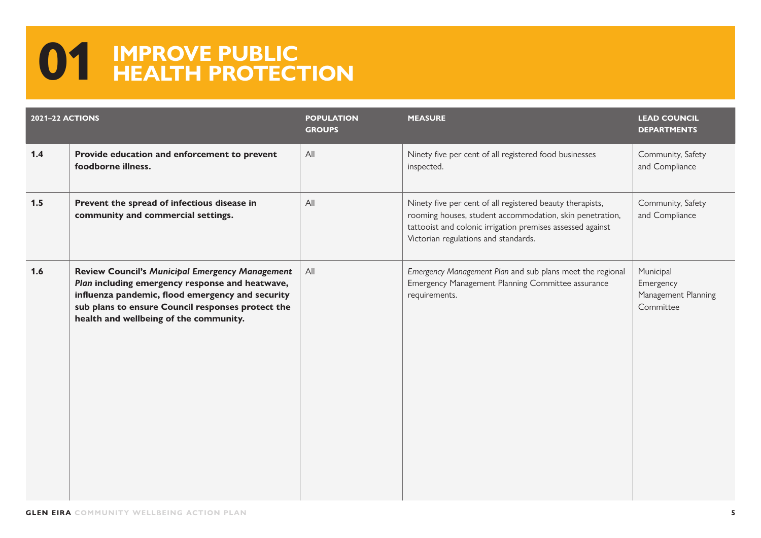# 01 IMPROVE PUBLIC HEALTH PROTECTION

| 2021–22 ACTIONS | | POPULATION GROUPS | MEASURE | LEAD COUNCIL DEPARTMENTS |
|---|---|---|---|---|
| 1.4 | **Provide education and enforcement to prevent foodborne illness.** | All | Ninety five per cent of all registered food businesses inspected. | Community, Safety and Compliance |
| 1.5 | **Prevent the spread of infectious disease in community and commercial settings.** | All | Ninety five per cent of all registered beauty therapists, rooming houses, student accommodation, skin penetration, tattooist and colonic irrigation premises assessed against Victorian regulations and standards. | Community, Safety and Compliance |
| 1.6 | **Review Council's *Municipal Emergency Management Plan* including emergency response and heatwave, influenza pandemic, flood emergency and security sub plans to ensure Council responses protect the health and wellbeing of the community.** | All | *Emergency Management Plan* and sub plans meet the regional Emergency Management Planning Committee assurance requirements. | Municipal Emergency Management Planning Committee |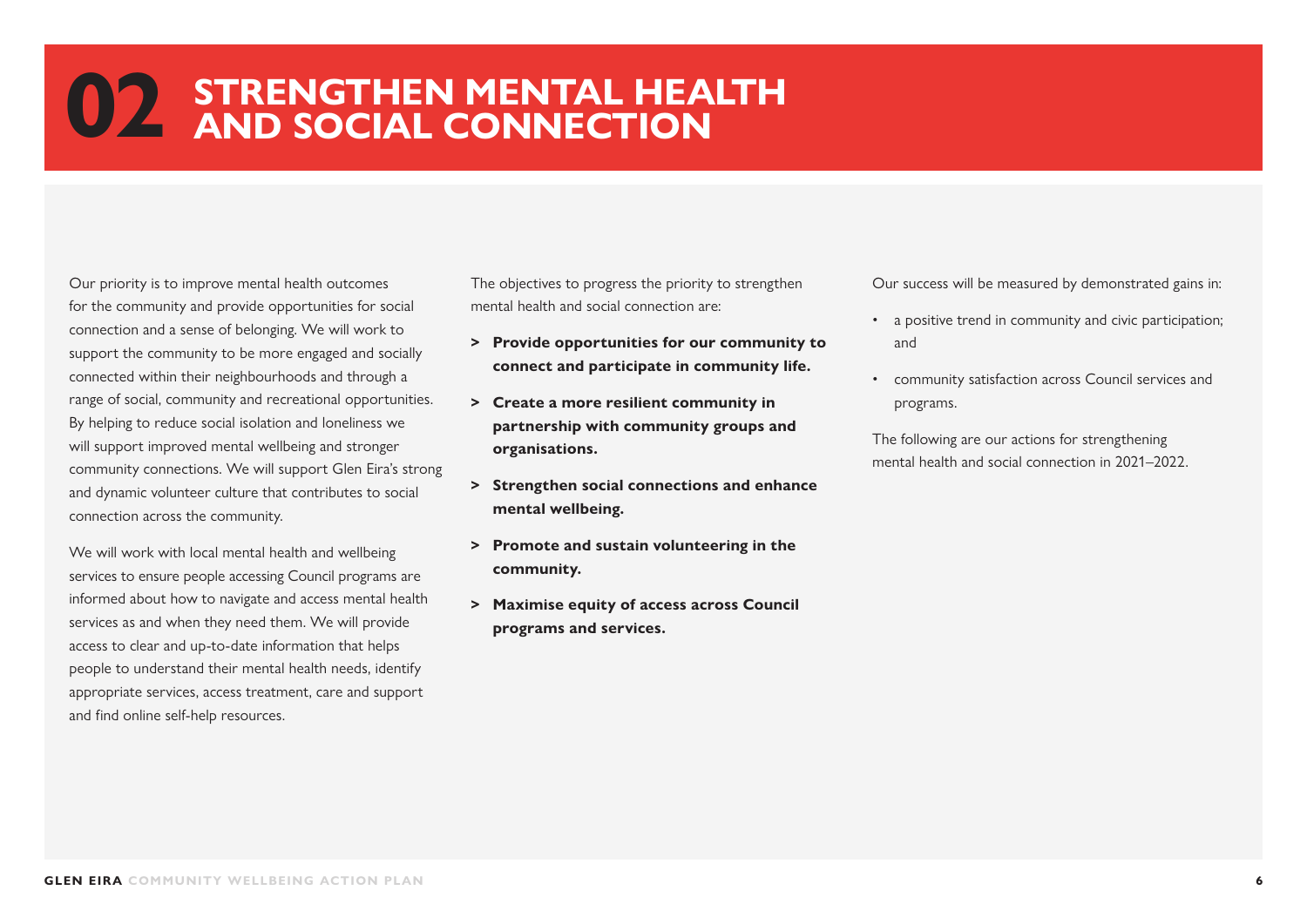# 02 STRENGTHEN MENTAL HEALTH AND SOCIAL CONNECTION

Our priority is to improve mental health outcomes for the community and provide opportunities for social connection and a sense of belonging. We will work to support the community to be more engaged and socially connected within their neighbourhoods and through a range of social, community and recreational opportunities. By helping to reduce social isolation and loneliness we will support improved mental wellbeing and stronger community connections. We will support Glen Eira's strong and dynamic volunteer culture that contributes to social connection across the community.

We will work with local mental health and wellbeing services to ensure people accessing Council programs are informed about how to navigate and access mental health services as and when they need them. We will provide access to clear and up-to-date information that helps people to understand their mental health needs, identify appropriate services, access treatment, care and support and find online self-help resources.

The objectives to progress the priority to strengthen mental health and social connection are:

> **Provide opportunities for our community to connect and participate in community life.**

> **Create a more resilient community in partnership with community groups and organisations.**

> **Strengthen social connections and enhance mental wellbeing.**

> **Promote and sustain volunteering in the community.**

> **Maximise equity of access across Council programs and services.**

Our success will be measured by demonstrated gains in:

- a positive trend in community and civic participation; and
- community satisfaction across Council services and programs.

The following are our actions for strengthening mental health and social connection in 2021–2022.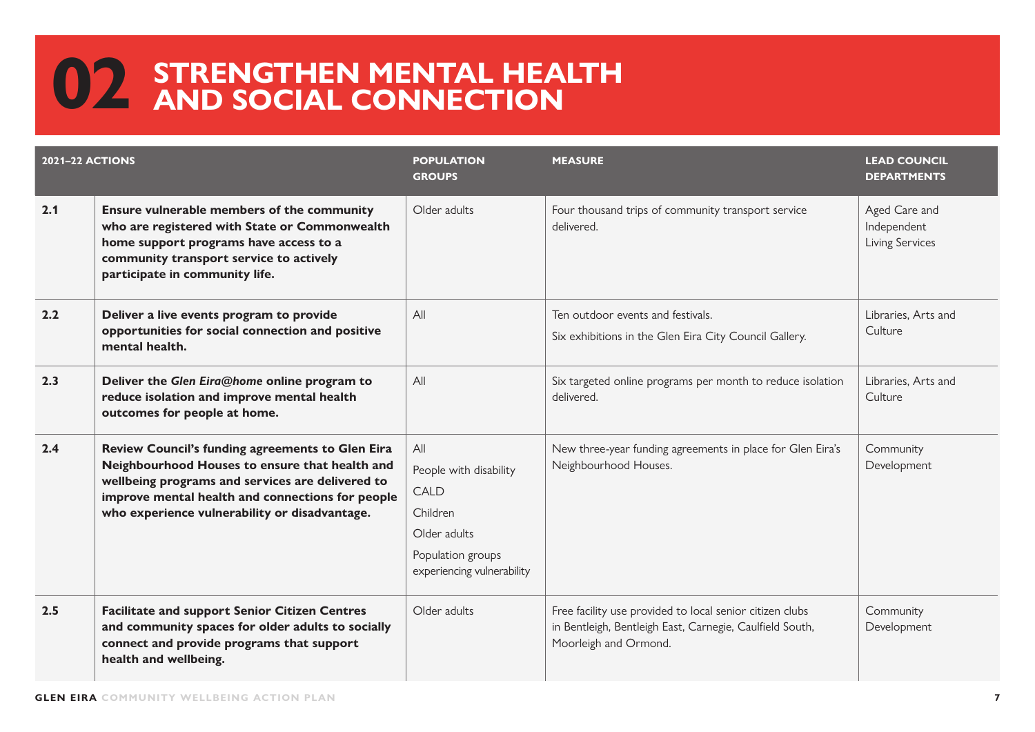# 02 STRENGTHEN MENTAL HEALTH AND SOCIAL CONNECTION

| 2021–22 ACTIONS | | POPULATION GROUPS | MEASURE | LEAD COUNCIL DEPARTMENTS |
|---|---|---|---|---|
| 2.1 | **Ensure vulnerable members of the community who are registered with State or Commonwealth home support programs have access to a community transport service to actively participate in community life.** | Older adults | Four thousand trips of community transport service delivered. | Aged Care and Independent Living Services |
| 2.2 | **Deliver a live events program to provide opportunities for social connection and positive mental health.** | All | Ten outdoor events and festivals.<br>Six exhibitions in the Glen Eira City Council Gallery. | Libraries, Arts and Culture |
| 2.3 | **Deliver the *Glen Eira@home* online program to reduce isolation and improve mental health outcomes for people at home.** | All | Six targeted online programs per month to reduce isolation delivered. | Libraries, Arts and Culture |
| 2.4 | **Review Council's funding agreements to Glen Eira Neighbourhood Houses to ensure that health and wellbeing programs and services are delivered to improve mental health and connections for people who experience vulnerability or disadvantage.** | All<br>People with disability<br>CALD<br>Children<br>Older adults<br>Population groups experiencing vulnerability | New three-year funding agreements in place for Glen Eira's Neighbourhood Houses. | Community Development |
| 2.5 | **Facilitate and support Senior Citizen Centres and community spaces for older adults to socially connect and provide programs that support health and wellbeing.** | Older adults | Free facility use provided to local senior citizen clubs in Bentleigh, Bentleigh East, Carnegie, Caulfield South, Moorleigh and Ormond. | Community Development |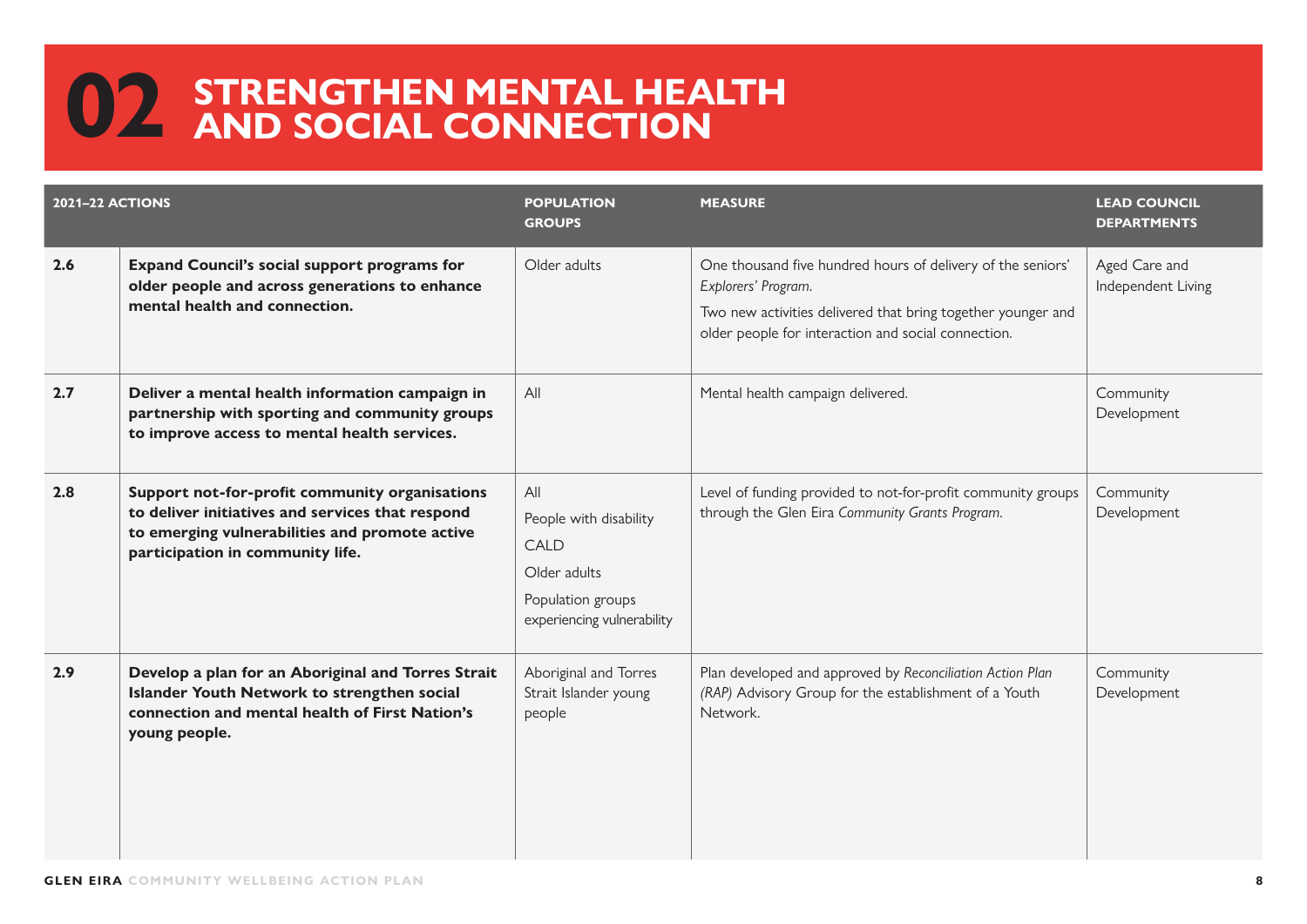# 02 STRENGTHEN MENTAL HEALTH AND SOCIAL CONNECTION

| 2021–22 ACTIONS | | POPULATION GROUPS | MEASURE | LEAD COUNCIL DEPARTMENTS |
|---|---|---|---|---|
| 2.6 | **Expand Council's social support programs for older people and across generations to enhance mental health and connection.** | Older adults | One thousand five hundred hours of delivery of the seniors' *Explorers' Program.*<br><br>Two new activities delivered that bring together younger and older people for interaction and social connection. | Aged Care and Independent Living |
| 2.7 | **Deliver a mental health information campaign in partnership with sporting and community groups to improve access to mental health services.** | All | Mental health campaign delivered. | Community Development |
| 2.8 | **Support not-for-profit community organisations to deliver initiatives and services that respond to emerging vulnerabilities and promote active participation in community life.** | All<br><br>People with disability<br><br>CALD<br><br>Older adults<br><br>Population groups experiencing vulnerability | Level of funding provided to not-for-profit community groups through the Glen Eira *Community Grants Program.* | Community Development |
| 2.9 | **Develop a plan for an Aboriginal and Torres Strait Islander Youth Network to strengthen social connection and mental health of First Nation's young people.** | Aboriginal and Torres Strait Islander young people | Plan developed and approved by *Reconciliation Action Plan (RAP)* Advisory Group for the establishment of a Youth Network. | Community Development |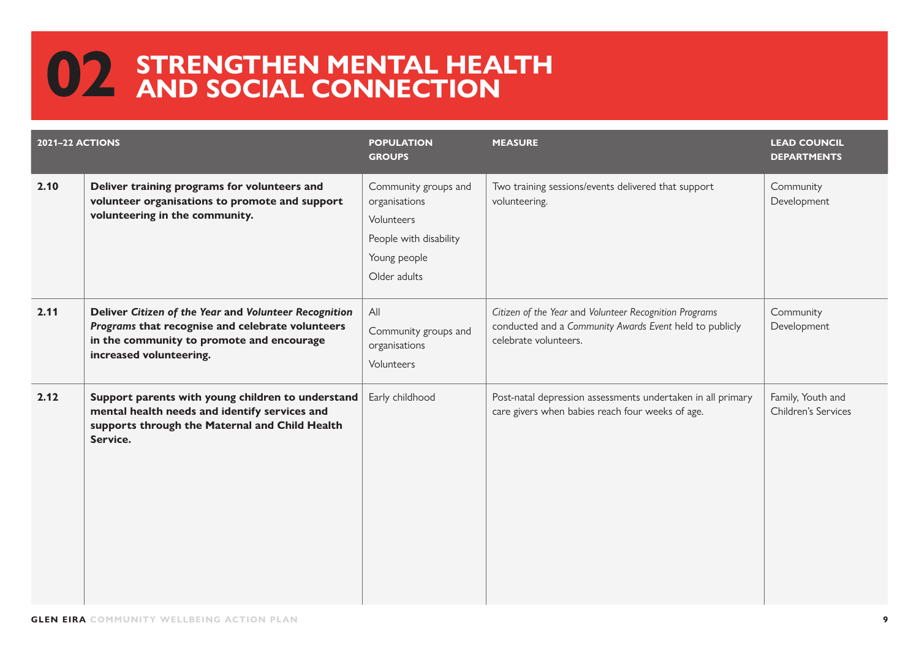# 02 STRENGTHEN MENTAL HEALTH AND SOCIAL CONNECTION

| 2021–22 ACTIONS | | POPULATION GROUPS | MEASURE | LEAD COUNCIL DEPARTMENTS |
|---|---|---|---|---|
| 2.10 | **Deliver training programs for volunteers and volunteer organisations to promote and support volunteering in the community.** | Community groups and organisations<br>Volunteers<br>People with disability<br>Young people<br>Older adults | Two training sessions/events delivered that support volunteering. | Community Development |
| 2.11 | **Deliver *Citizen of the Year* and *Volunteer Recognition Programs* that recognise and celebrate volunteers in the community to promote and encourage increased volunteering.** | All<br>Community groups and organisations<br>Volunteers | *Citizen of the Year* and *Volunteer Recognition Programs* conducted and a *Community Awards Event* held to publicly celebrate volunteers. | Community Development |
| 2.12 | **Support parents with young children to understand mental health needs and identify services and supports through the Maternal and Child Health Service.** | Early childhood | Post-natal depression assessments undertaken in all primary care givers when babies reach four weeks of age. | Family, Youth and Children's Services |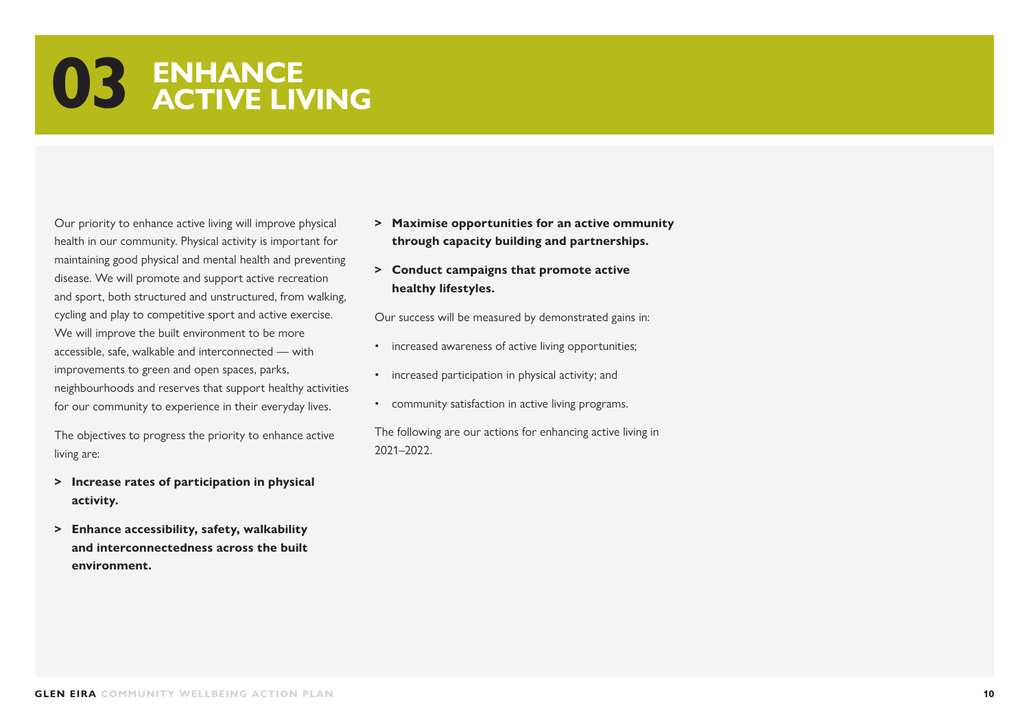# 03 ENHANCE ACTIVE LIVING

Our priority to enhance active living will improve physical health in our community. Physical activity is important for maintaining good physical and mental health and preventing disease. We will promote and support active recreation and sport, both structured and unstructured, from walking, cycling and play to competitive sport and active exercise. We will improve the built environment to be more accessible, safe, walkable and interconnected — with improvements to green and open spaces, parks, neighbourhoods and reserves that support healthy activities for our community to experience in their everyday lives.

The objectives to progress the priority to enhance active living are:

> **Increase rates of participation in physical activity.**

> **Enhance accessibility, safety, walkability and interconnectedness across the built environment.**

> **Maximise opportunities for an active ommunity through capacity building and partnerships.**

> **Conduct campaigns that promote active healthy lifestyles.**

Our success will be measured by demonstrated gains in:

- increased awareness of active living opportunities;
- increased participation in physical activity; and
- community satisfaction in active living programs.

The following are our actions for enhancing active living in 2021–2022.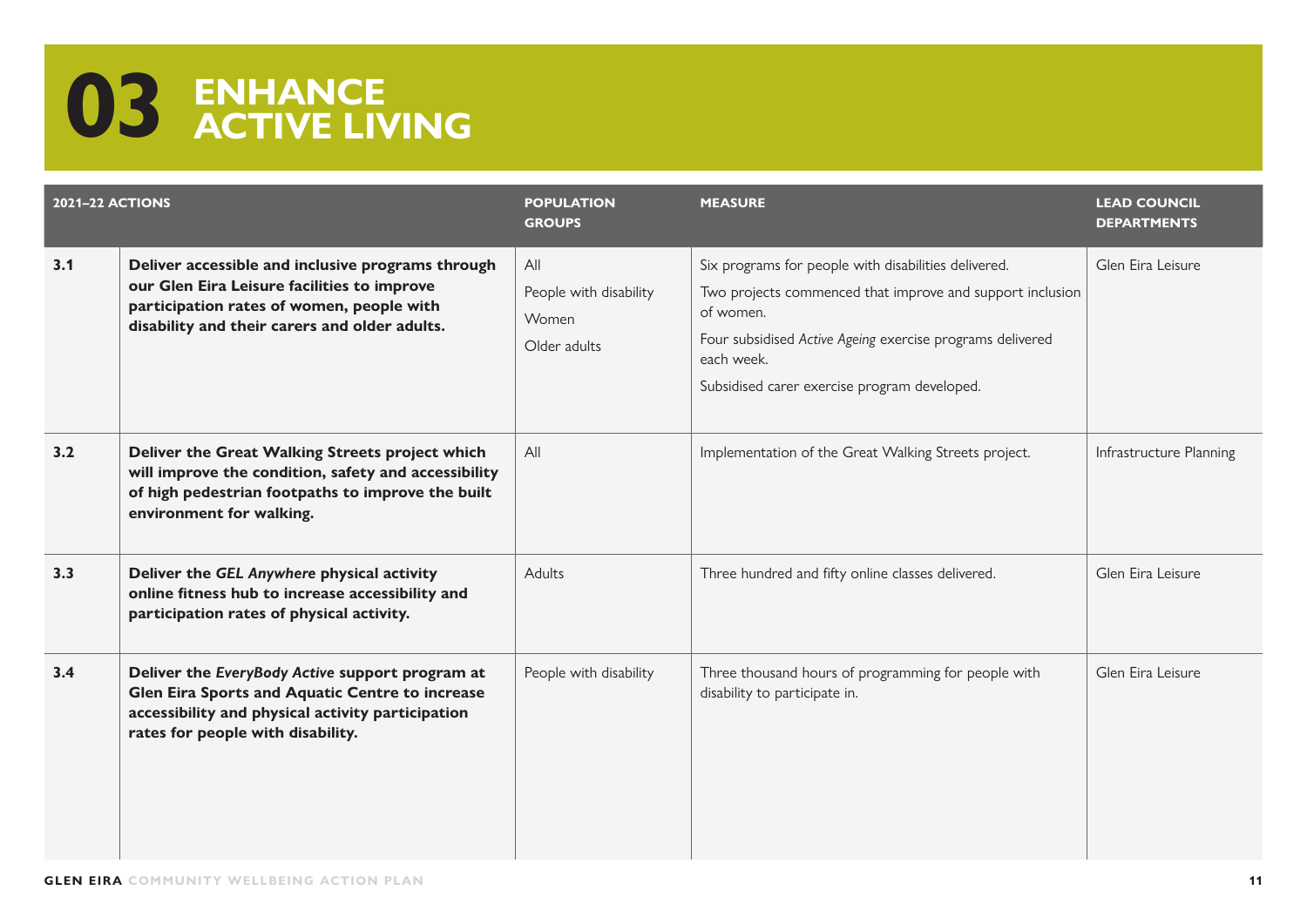# 03 ENHANCE ACTIVE LIVING

| 2021–22 ACTIONS | | POPULATION GROUPS | MEASURE | LEAD COUNCIL DEPARTMENTS |
|---|---|---|---|---|
| 3.1 | **Deliver accessible and inclusive programs through our Glen Eira Leisure facilities to improve participation rates of women, people with disability and their carers and older adults.** | All<br>People with disability<br>Women<br>Older adults | Six programs for people with disabilities delivered.<br>Two projects commenced that improve and support inclusion of women.<br>Four subsidised *Active Ageing* exercise programs delivered each week.<br>Subsidised carer exercise program developed. | Glen Eira Leisure |
| 3.2 | **Deliver the Great Walking Streets project which will improve the condition, safety and accessibility of high pedestrian footpaths to improve the built environment for walking.** | All | Implementation of the Great Walking Streets project. | Infrastructure Planning |
| 3.3 | **Deliver the *GEL Anywhere* physical activity online fitness hub to increase accessibility and participation rates of physical activity.** | Adults | Three hundred and fifty online classes delivered. | Glen Eira Leisure |
| 3.4 | **Deliver the *EveryBody Active* support program at Glen Eira Sports and Aquatic Centre to increase accessibility and physical activity participation rates for people with disability.** | People with disability | Three thousand hours of programming for people with disability to participate in. | Glen Eira Leisure |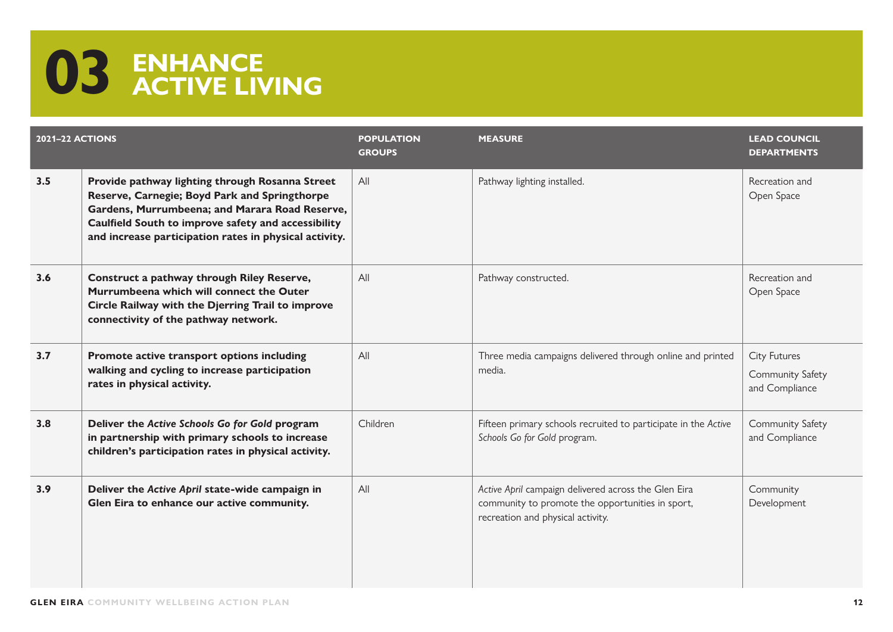# 03 ENHANCE ACTIVE LIVING

| 2021–22 ACTIONS | | POPULATION GROUPS | MEASURE | LEAD COUNCIL DEPARTMENTS |
|---|---|---|---|---|
| 3.5 | **Provide pathway lighting through Rosanna Street Reserve, Carnegie; Boyd Park and Springthorpe Gardens, Murrumbeena; and Marara Road Reserve, Caulfield South to improve safety and accessibility and increase participation rates in physical activity.** | All | Pathway lighting installed. | Recreation and Open Space |
| 3.6 | **Construct a pathway through Riley Reserve, Murrumbeena which will connect the Outer Circle Railway with the Djerring Trail to improve connectivity of the pathway network.** | All | Pathway constructed. | Recreation and Open Space |
| 3.7 | **Promote active transport options including walking and cycling to increase participation rates in physical activity.** | All | Three media campaigns delivered through online and printed media. | City Futures<br>Community Safety and Compliance |
| 3.8 | **Deliver the *Active Schools Go for Gold* program in partnership with primary schools to increase children's participation rates in physical activity.** | Children | Fifteen primary schools recruited to participate in the *Active Schools Go for Gold* program. | Community Safety and Compliance |
| 3.9 | **Deliver the *Active April* state-wide campaign in Glen Eira to enhance our active community.** | All | *Active April* campaign delivered across the Glen Eira community to promote the opportunities in sport, recreation and physical activity. | Community Development |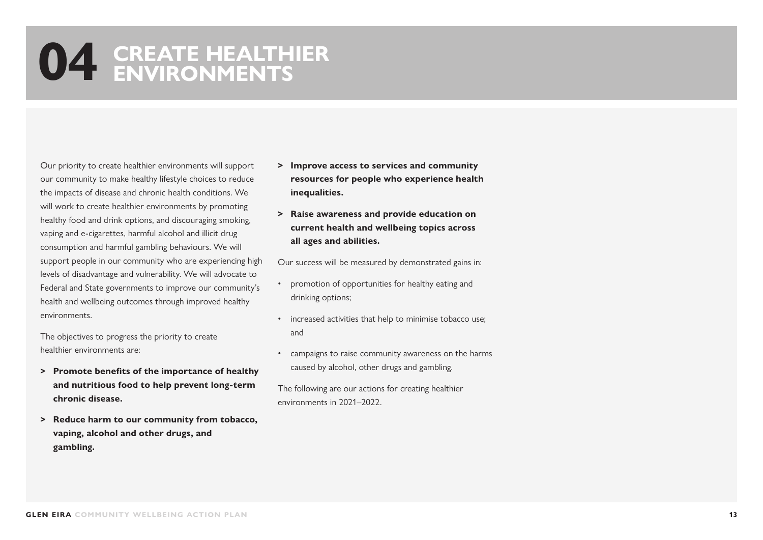# 04 CREATE HEALTHIER ENVIRONMENTS

Our priority to create healthier environments will support our community to make healthy lifestyle choices to reduce the impacts of disease and chronic health conditions. We will work to create healthier environments by promoting healthy food and drink options, and discouraging smoking, vaping and e-cigarettes, harmful alcohol and illicit drug consumption and harmful gambling behaviours. We will support people in our community who are experiencing high levels of disadvantage and vulnerability. We will advocate to Federal and State governments to improve our community's health and wellbeing outcomes through improved healthy environments.

The objectives to progress the priority to create healthier environments are:

> **Promote benefits of the importance of healthy and nutritious food to help prevent long-term chronic disease.**

> **Reduce harm to our community from tobacco, vaping, alcohol and other drugs, and gambling.**

> **Improve access to services and community resources for people who experience health inequalities.**

> **Raise awareness and provide education on current health and wellbeing topics across all ages and abilities.**

Our success will be measured by demonstrated gains in:

- promotion of opportunities for healthy eating and drinking options;
- increased activities that help to minimise tobacco use; and
- campaigns to raise community awareness on the harms caused by alcohol, other drugs and gambling.

The following are our actions for creating healthier environments in 2021–2022.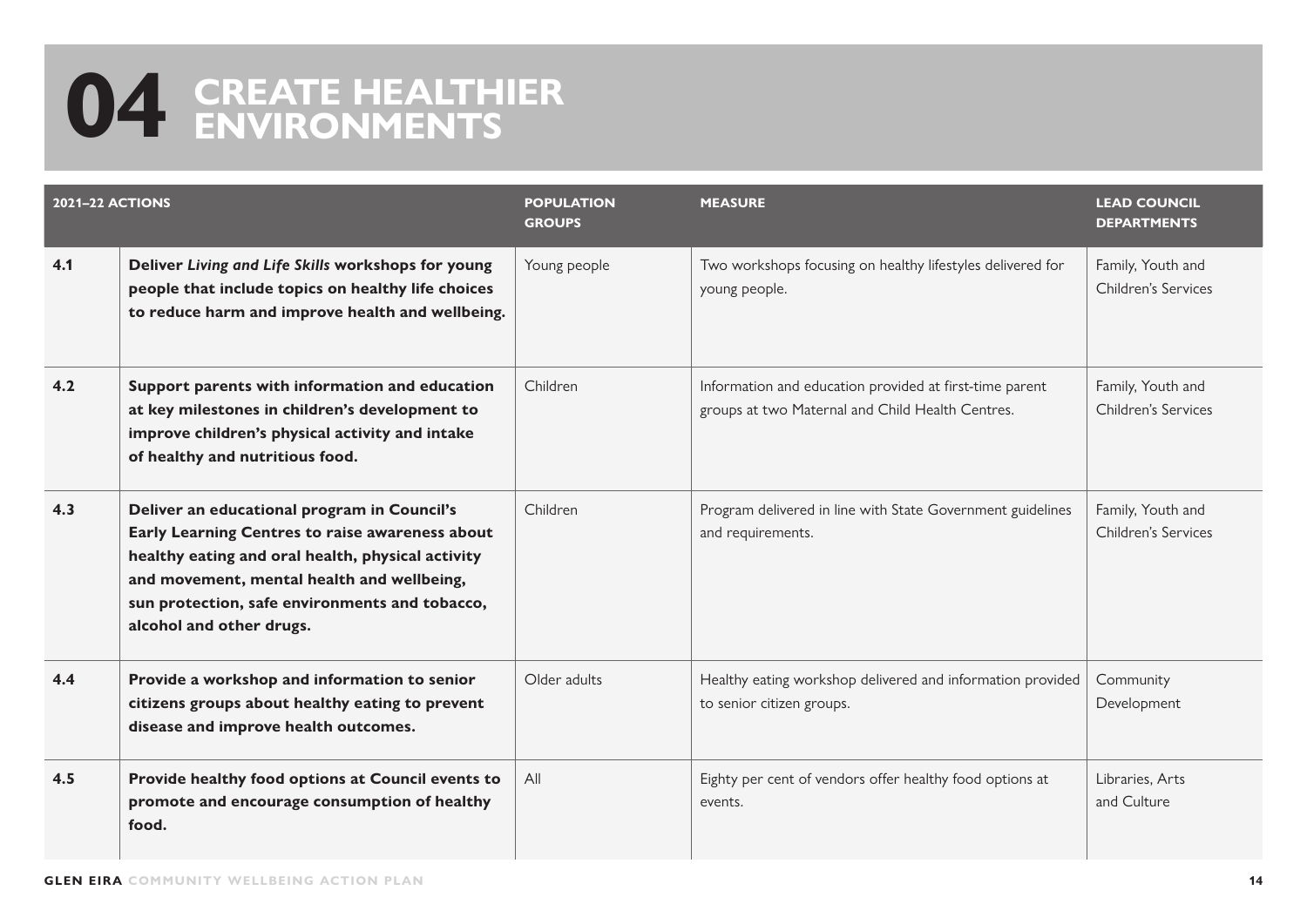# 04 CREATE HEALTHIER ENVIRONMENTS

| 2021–22 ACTIONS | | POPULATION GROUPS | MEASURE | LEAD COUNCIL DEPARTMENTS |
|---|---|---|---|---|
| **4.1** | **Deliver *Living and Life Skills* workshops for young people that include topics on healthy life choices to reduce harm and improve health and wellbeing.** | Young people | Two workshops focusing on healthy lifestyles delivered for young people. | Family, Youth and Children's Services |
| **4.2** | **Support parents with information and education at key milestones in children's development to improve children's physical activity and intake of healthy and nutritious food.** | Children | Information and education provided at first-time parent groups at two Maternal and Child Health Centres. | Family, Youth and Children's Services |
| **4.3** | **Deliver an educational program in Council's Early Learning Centres to raise awareness about healthy eating and oral health, physical activity and movement, mental health and wellbeing, sun protection, safe environments and tobacco, alcohol and other drugs.** | Children | Program delivered in line with State Government guidelines and requirements. | Family, Youth and Children's Services |
| **4.4** | **Provide a workshop and information to senior citizens groups about healthy eating to prevent disease and improve health outcomes.** | Older adults | Healthy eating workshop delivered and information provided to senior citizen groups. | Community Development |
| **4.5** | **Provide healthy food options at Council events to promote and encourage consumption of healthy food.** | All | Eighty per cent of vendors offer healthy food options at events. | Libraries, Arts and Culture |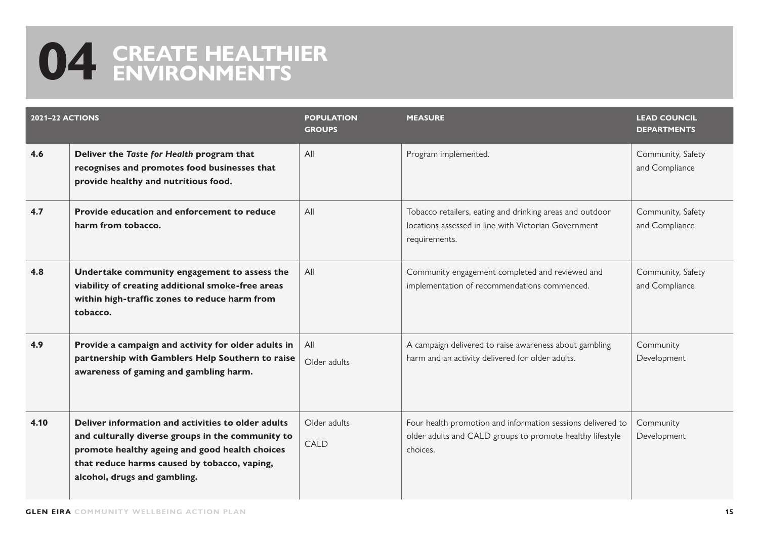# 04 CREATE HEALTHIER ENVIRONMENTS

| 2021–22 ACTIONS | | POPULATION GROUPS | MEASURE | LEAD COUNCIL DEPARTMENTS |
|---|---|---|---|---|
| 4.6 | **Deliver the *Taste for Health* program that recognises and promotes food businesses that provide healthy and nutritious food.** | All | Program implemented. | Community, Safety and Compliance |
| 4.7 | **Provide education and enforcement to reduce harm from tobacco.** | All | Tobacco retailers, eating and drinking areas and outdoor locations assessed in line with Victorian Government requirements. | Community, Safety and Compliance |
| 4.8 | **Undertake community engagement to assess the viability of creating additional smoke-free areas within high-traffic zones to reduce harm from tobacco.** | All | Community engagement completed and reviewed and implementation of recommendations commenced. | Community, Safety and Compliance |
| 4.9 | **Provide a campaign and activity for older adults in partnership with Gamblers Help Southern to raise awareness of gaming and gambling harm.** | All<br>Older adults | A campaign delivered to raise awareness about gambling harm and an activity delivered for older adults. | Community Development |
| 4.10 | **Deliver information and activities to older adults and culturally diverse groups in the community to promote healthy ageing and good health choices that reduce harms caused by tobacco, vaping, alcohol, drugs and gambling.** | Older adults<br>CALD | Four health promotion and information sessions delivered to older adults and CALD groups to promote healthy lifestyle choices. | Community Development |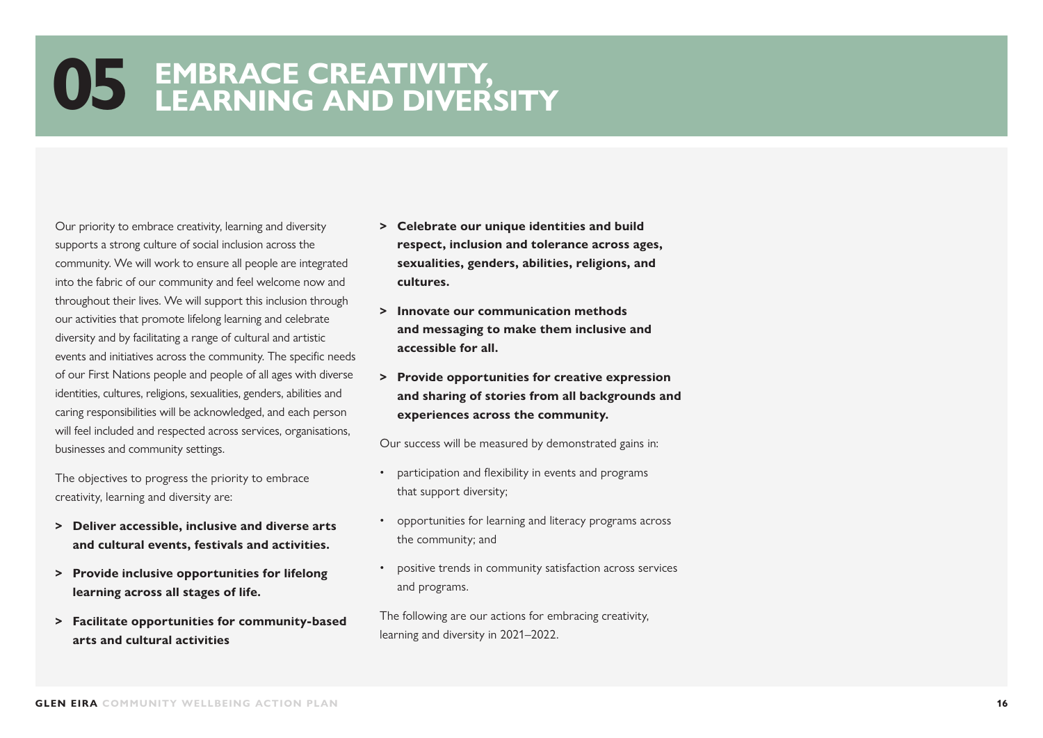# 05 EMBRACE CREATIVITY, LEARNING AND DIVERSITY

Our priority to embrace creativity, learning and diversity supports a strong culture of social inclusion across the community. We will work to ensure all people are integrated into the fabric of our community and feel welcome now and throughout their lives. We will support this inclusion through our activities that promote lifelong learning and celebrate diversity and by facilitating a range of cultural and artistic events and initiatives across the community. The specific needs of our First Nations people and people of all ages with diverse identities, cultures, religions, sexualities, genders, abilities and caring responsibilities will be acknowledged, and each person will feel included and respected across services, organisations, businesses and community settings.

The objectives to progress the priority to embrace creativity, learning and diversity are:

> **Deliver accessible, inclusive and diverse arts and cultural events, festivals and activities.**

> **Provide inclusive opportunities for lifelong learning across all stages of life.**

> **Facilitate opportunities for community-based arts and cultural activities**

> **Celebrate our unique identities and build respect, inclusion and tolerance across ages, sexualities, genders, abilities, religions, and cultures.**

> **Innovate our communication methods and messaging to make them inclusive and accessible for all.**

> **Provide opportunities for creative expression and sharing of stories from all backgrounds and experiences across the community.**

Our success will be measured by demonstrated gains in:

- participation and flexibility in events and programs that support diversity;
- opportunities for learning and literacy programs across the community; and
- positive trends in community satisfaction across services and programs.

The following are our actions for embracing creativity, learning and diversity in 2021–2022.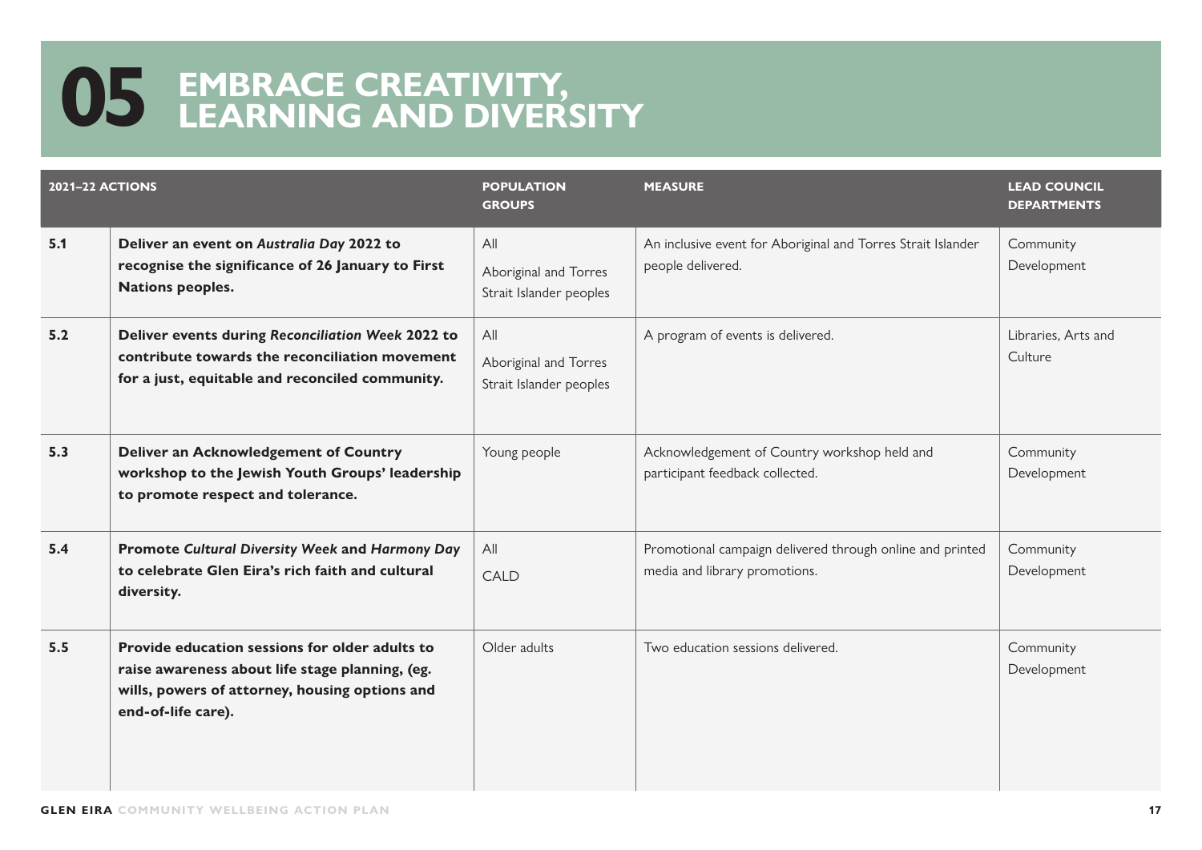# 05 EMBRACE CREATIVITY, LEARNING AND DIVERSITY

| 2021–22 ACTIONS | | POPULATION GROUPS | MEASURE | LEAD COUNCIL DEPARTMENTS |
|---|---|---|---|---|
| 5.1 | **Deliver an event on *Australia Day* 2022 to recognise the significance of 26 January to First Nations peoples.** | All<br>Aboriginal and Torres Strait Islander peoples | An inclusive event for Aboriginal and Torres Strait Islander people delivered. | Community Development |
| 5.2 | **Deliver events during *Reconciliation Week* 2022 to contribute towards the reconciliation movement for a just, equitable and reconciled community.** | All<br>Aboriginal and Torres Strait Islander peoples | A program of events is delivered. | Libraries, Arts and Culture |
| 5.3 | **Deliver an Acknowledgement of Country workshop to the Jewish Youth Groups' leadership to promote respect and tolerance.** | Young people | Acknowledgement of Country workshop held and participant feedback collected. | Community Development |
| 5.4 | **Promote *Cultural Diversity Week* and *Harmony Day* to celebrate Glen Eira's rich faith and cultural diversity.** | All<br>CALD | Promotional campaign delivered through online and printed media and library promotions. | Community Development |
| 5.5 | **Provide education sessions for older adults to raise awareness about life stage planning, (eg. wills, powers of attorney, housing options and end-of-life care).** | Older adults | Two education sessions delivered. | Community Development |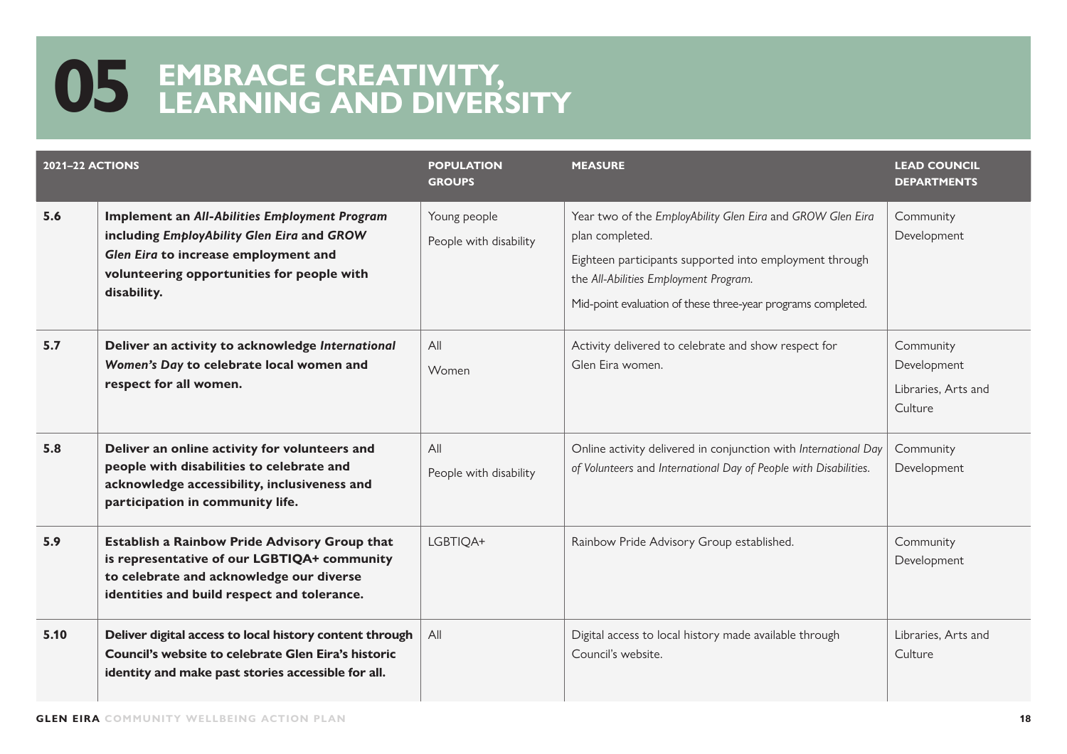# 05 EMBRACE CREATIVITY, LEARNING AND DIVERSITY

| 2021–22 ACTIONS | | POPULATION GROUPS | MEASURE | LEAD COUNCIL DEPARTMENTS |
|---|---|---|---|---|
| 5.6 | **Implement an *All-Abilities Employment Program* including *EmployAbility Glen Eira* and *GROW Glen Eira* to increase employment and volunteering opportunities for people with disability.** | Young people<br>People with disability | Year two of the *EmployAbility Glen Eira* and *GROW Glen Eira* plan completed.<br>Eighteen participants supported into employment through the *All-Abilities Employment Program.*<br>Mid-point evaluation of these three-year programs completed. | Community Development |
| 5.7 | **Deliver an activity to acknowledge *International Women's Day* to celebrate local women and respect for all women.** | All<br>Women | Activity delivered to celebrate and show respect for Glen Eira women. | Community Development<br>Libraries, Arts and Culture |
| 5.8 | **Deliver an online activity for volunteers and people with disabilities to celebrate and acknowledge accessibility, inclusiveness and participation in community life.** | All<br>People with disability | Online activity delivered in conjunction with *International Day of Volunteers* and *International Day of People with Disabilities.* | Community Development |
| 5.9 | **Establish a Rainbow Pride Advisory Group that is representative of our LGBTIQA+ community to celebrate and acknowledge our diverse identities and build respect and tolerance.** | LGBTIQA+ | Rainbow Pride Advisory Group established. | Community Development |
| 5.10 | **Deliver digital access to local history content through Council's website to celebrate Glen Eira's historic identity and make past stories accessible for all.** | All | Digital access to local history made available through Council's website. | Libraries, Arts and Culture |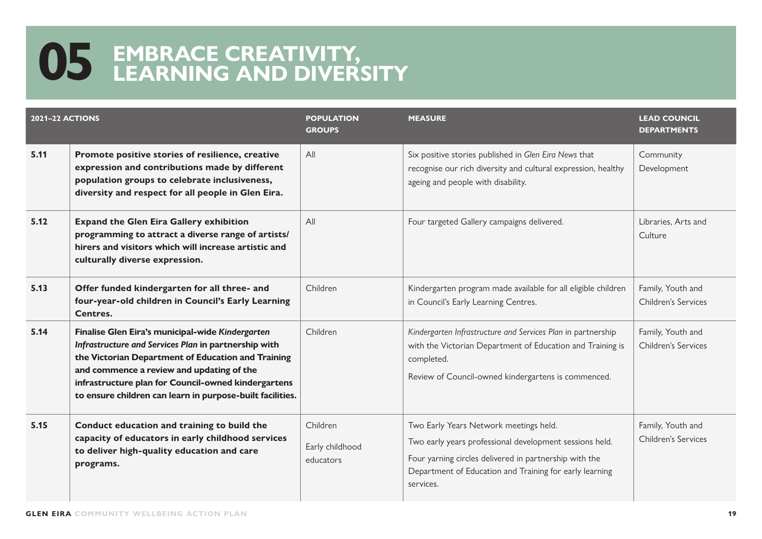# 05 EMBRACE CREATIVITY, LEARNING AND DIVERSITY

| 2021–22 ACTIONS | | POPULATION GROUPS | MEASURE | LEAD COUNCIL DEPARTMENTS |
|---|---|---|---|---|
| **5.11** | **Promote positive stories of resilience, creative expression and contributions made by different population groups to celebrate inclusiveness, diversity and respect for all people in Glen Eira.** | All | Six positive stories published in *Glen Eira News* that recognise our rich diversity and cultural expression, healthy ageing and people with disability. | Community Development |
| **5.12** | **Expand the Glen Eira Gallery exhibition programming to attract a diverse range of artists/hirers and visitors which will increase artistic and culturally diverse expression.** | All | Four targeted Gallery campaigns delivered. | Libraries, Arts and Culture |
| **5.13** | **Offer funded kindergarten for all three- and four-year-old children in Council's Early Learning Centres.** | Children | Kindergarten program made available for all eligible children in Council's Early Learning Centres. | Family, Youth and Children's Services |
| **5.14** | **Finalise Glen Eira's municipal-wide *Kindergarten Infrastructure and Services Plan* in partnership with the Victorian Department of Education and Training and commence a review and updating of the infrastructure plan for Council-owned kindergartens to ensure children can learn in purpose-built facilities.** | Children | *Kindergarten Infrastructure and Services Plan* in partnership with the Victorian Department of Education and Training is completed.<br><br>Review of Council-owned kindergartens is commenced. | Family, Youth and Children's Services |
| **5.15** | **Conduct education and training to build the capacity of educators in early childhood services to deliver high-quality education and care programs.** | Children<br><br>Early childhood educators | Two Early Years Network meetings held.<br><br>Two early years professional development sessions held.<br><br>Four yarning circles delivered in partnership with the Department of Education and Training for early learning services. | Family, Youth and Children's Services |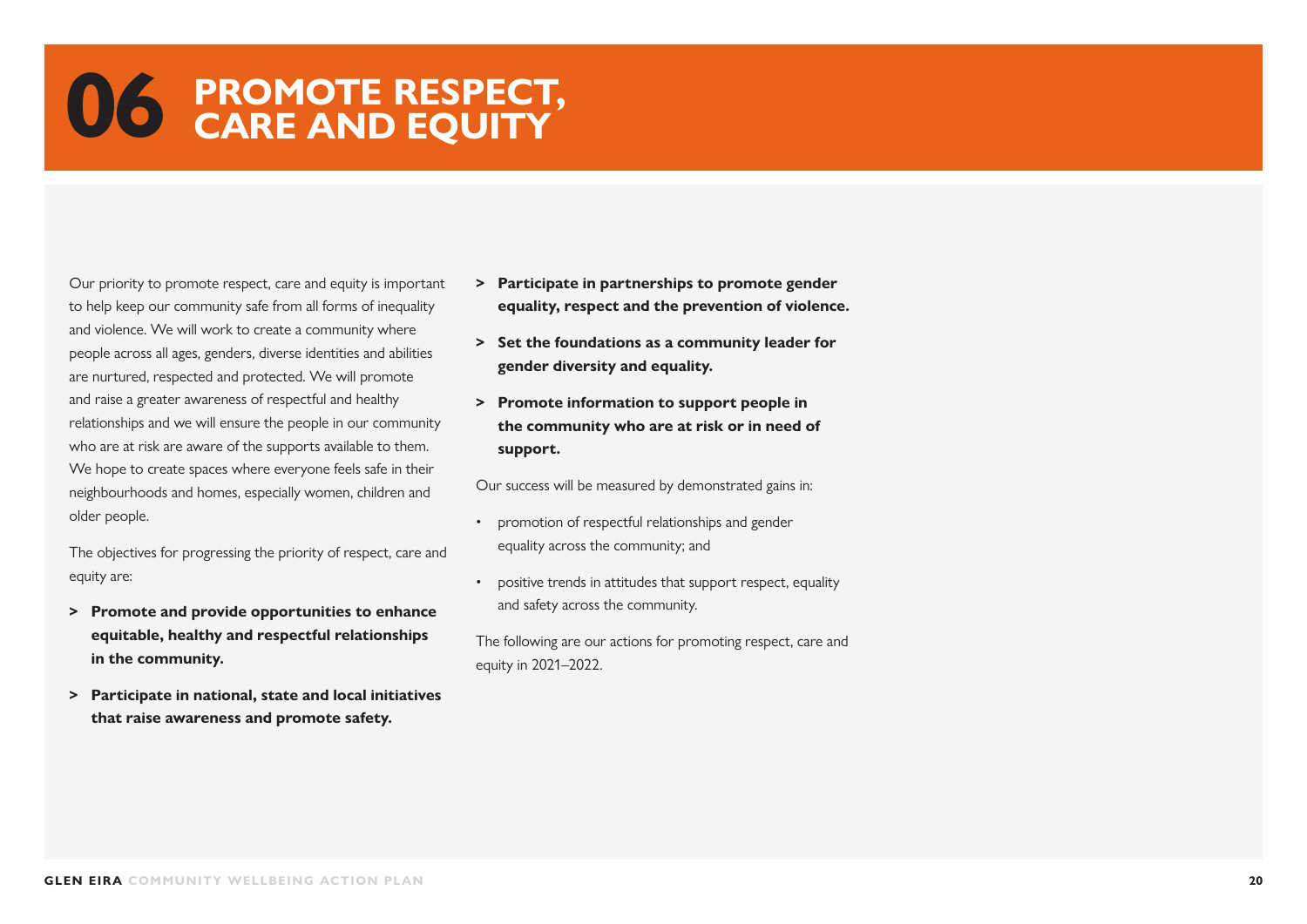# 06 PROMOTE RESPECT, CARE AND EQUITY

Our priority to promote respect, care and equity is important to help keep our community safe from all forms of inequality and violence. We will work to create a community where people across all ages, genders, diverse identities and abilities are nurtured, respected and protected. We will promote and raise a greater awareness of respectful and healthy relationships and we will ensure the people in our community who are at risk are aware of the supports available to them. We hope to create spaces where everyone feels safe in their neighbourhoods and homes, especially women, children and older people.

The objectives for progressing the priority of respect, care and equity are:

> **Promote and provide opportunities to enhance equitable, healthy and respectful relationships in the community.**

> **Participate in national, state and local initiatives that raise awareness and promote safety.**

> **Participate in partnerships to promote gender equality, respect and the prevention of violence.**

> **Set the foundations as a community leader for gender diversity and equality.**

> **Promote information to support people in the community who are at risk or in need of support.**

Our success will be measured by demonstrated gains in:

- promotion of respectful relationships and gender equality across the community; and
- positive trends in attitudes that support respect, equality and safety across the community.

The following are our actions for promoting respect, care and equity in 2021–2022.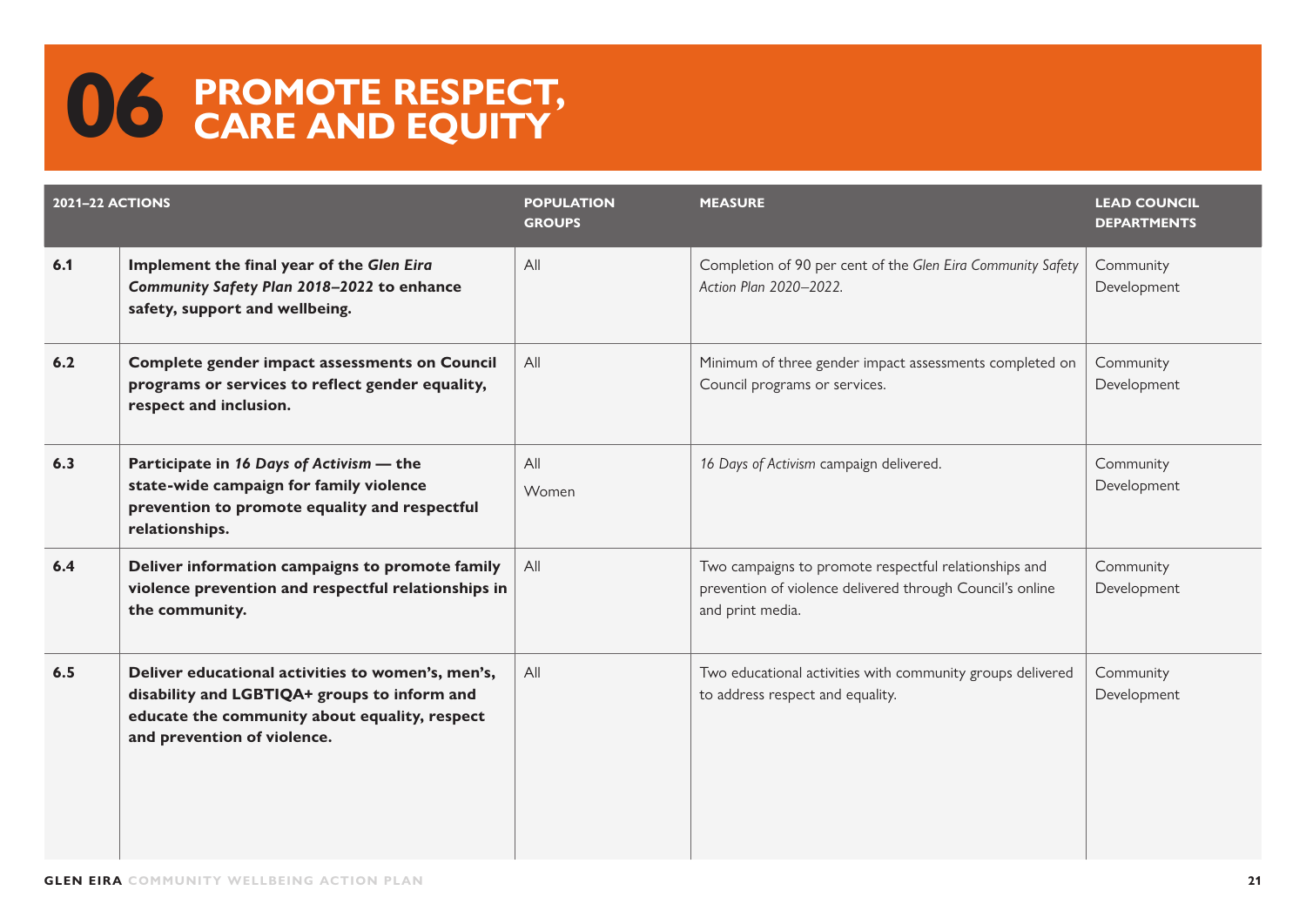# 06 PROMOTE RESPECT, CARE AND EQUITY

| 2021–22 ACTIONS | | POPULATION GROUPS | MEASURE | LEAD COUNCIL DEPARTMENTS |
|---|---|---|---|---|
| 6.1 | **Implement the final year of the *Glen Eira Community Safety Plan 2018–2022* to enhance safety, support and wellbeing.** | All | Completion of 90 per cent of the *Glen Eira Community Safety Action Plan 2020–2022.* | Community Development |
| 6.2 | **Complete gender impact assessments on Council programs or services to reflect gender equality, respect and inclusion.** | All | Minimum of three gender impact assessments completed on Council programs or services. | Community Development |
| 6.3 | **Participate in *16 Days of Activism* — the state-wide campaign for family violence prevention to promote equality and respectful relationships.** | All<br>Women | *16 Days of Activism* campaign delivered. | Community Development |
| 6.4 | **Deliver information campaigns to promote family violence prevention and respectful relationships in the community.** | All | Two campaigns to promote respectful relationships and prevention of violence delivered through Council's online and print media. | Community Development |
| 6.5 | **Deliver educational activities to women's, men's, disability and LGBTIQA+ groups to inform and educate the community about equality, respect and prevention of violence.** | All | Two educational activities with community groups delivered to address respect and equality. | Community Development |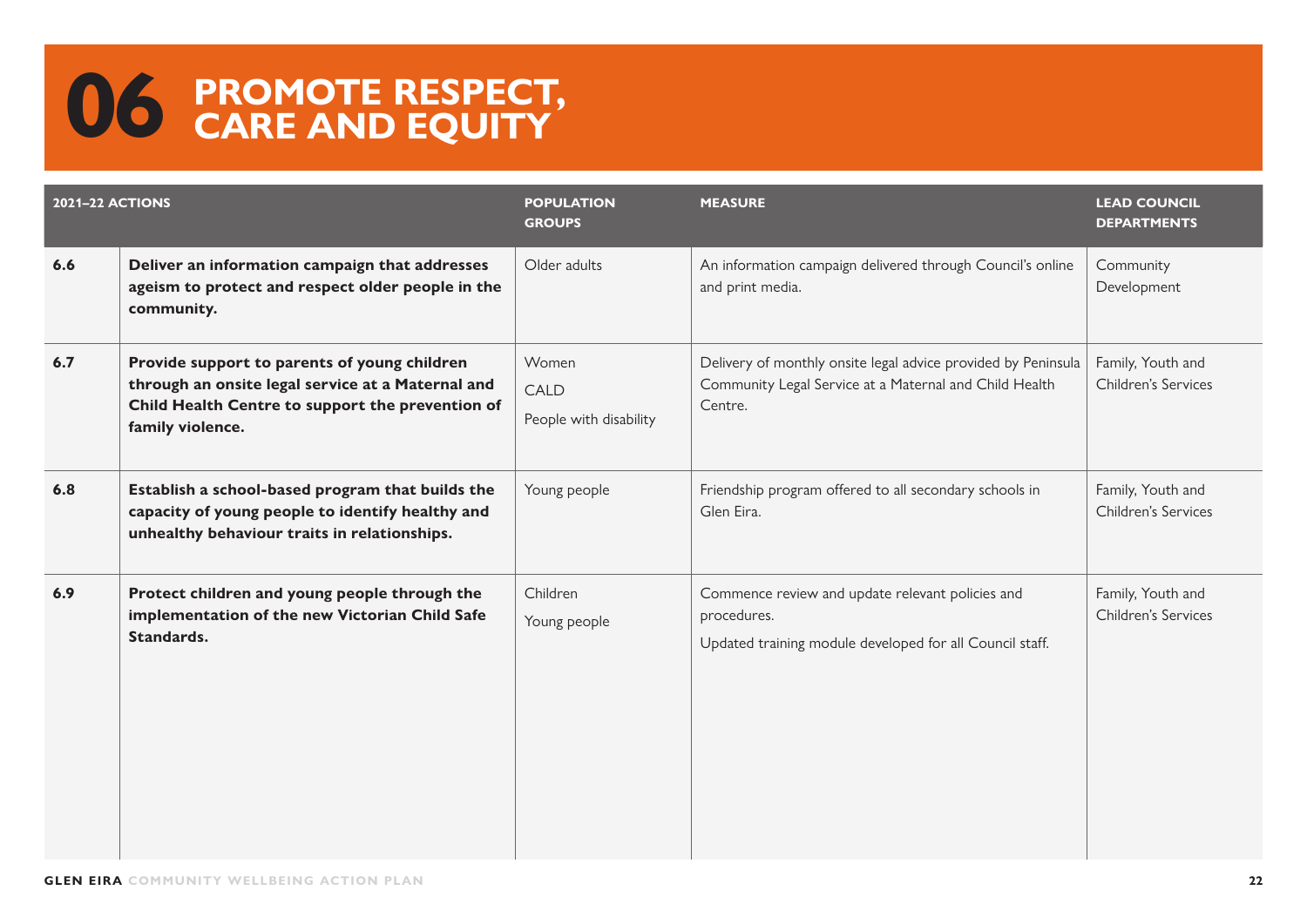# 06 PROMOTE RESPECT, CARE AND EQUITY

| 2021–22 ACTIONS | | POPULATION GROUPS | MEASURE | LEAD COUNCIL DEPARTMENTS |
|---|---|---|---|---|
| 6.6 | **Deliver an information campaign that addresses ageism to protect and respect older people in the community.** | Older adults | An information campaign delivered through Council's online and print media. | Community Development |
| 6.7 | **Provide support to parents of young children through an onsite legal service at a Maternal and Child Health Centre to support the prevention of family violence.** | Women<br>CALD<br>People with disability | Delivery of monthly onsite legal advice provided by Peninsula Community Legal Service at a Maternal and Child Health Centre. | Family, Youth and Children's Services |
| 6.8 | **Establish a school-based program that builds the capacity of young people to identify healthy and unhealthy behaviour traits in relationships.** | Young people | Friendship program offered to all secondary schools in Glen Eira. | Family, Youth and Children's Services |
| 6.9 | **Protect children and young people through the implementation of the new Victorian Child Safe Standards.** | Children<br>Young people | Commence review and update relevant policies and procedures.<br>Updated training module developed for all Council staff. | Family, Youth and Children's Services |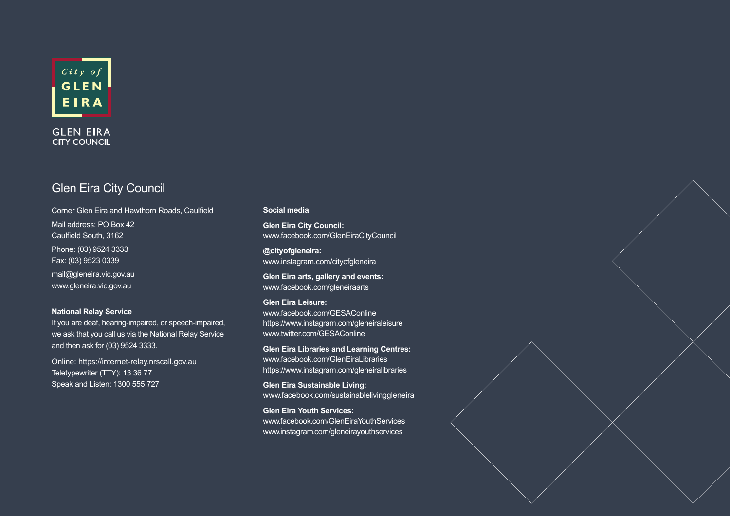City of GLEN EIRA

GLEN EIRA
CITY COUNCIL

## Glen Eira City Council

Corner Glen Eira and Hawthorn Roads, Caulfield

Mail address: PO Box 42
Caulfield South, 3162

Phone: (03) 9524 3333
Fax: (03) 9523 0339

mail@gleneira.vic.gov.au
www.gleneira.vic.gov.au

**National Relay Service**
If you are deaf, hearing-impaired, or speech-impaired, we ask that you call us via the National Relay Service and then ask for (03) 9524 3333.

Online: https://internet-relay.nrscall.gov.au
Teletypewriter (TTY): 13 36 77
Speak and Listen: 1300 555 727

**Social media**

**Glen Eira City Council:**
www.facebook.com/GlenEiraCityCouncil

**@cityofgleneira:**
www.instagram.com/cityofgleneira

**Glen Eira arts, gallery and events:**
www.facebook.com/gleneiraarts

**Glen Eira Leisure:**
www.facebook.com/GESAConline
https://www.instagram.com/gleneiraleisure
www.twitter.com/GESAConline

**Glen Eira Libraries and Learning Centres:**
www.facebook.com/GlenEiraLibraries
https://www.instagram.com/gleneiralibraries

**Glen Eira Sustainable Living:**
www.facebook.com/sustainablelivinggleneira

**Glen Eira Youth Services:**
www.facebook.com/GlenEiraYouthServices
www.instagram.com/gleneirayouthservices